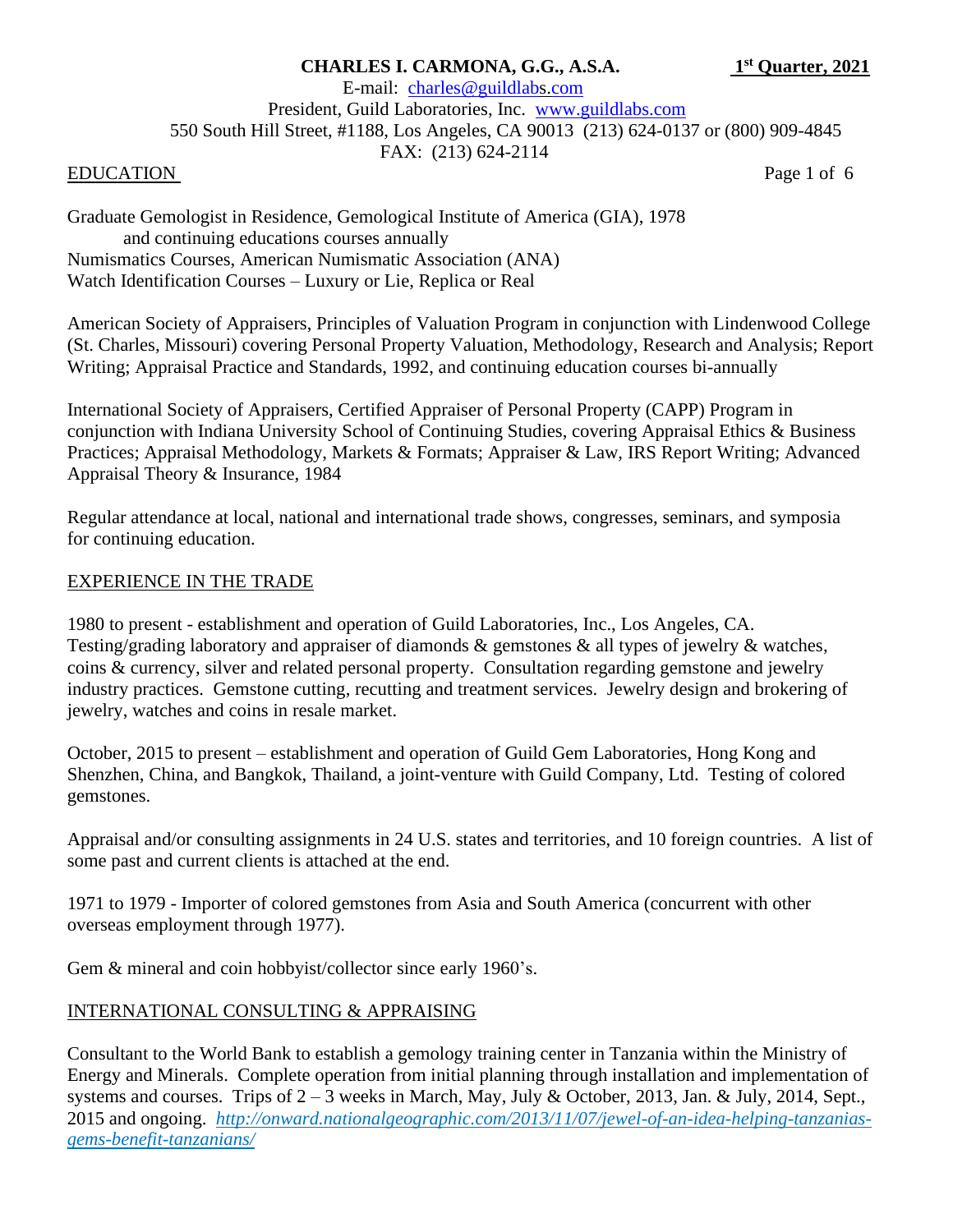**CHARLES I. CARMONA, G.G., A.S.A.** **1st Quarter, 2021**

E-mail: charles@guildlabs.com
President, Guild Laboratories, Inc. www.guildlabs.com
550 South Hill Street, #1188, Los Angeles, CA 90013 (213) 624-0137 or (800) 909-4845
FAX: (213) 624-2114

## EDUCATION

Graduate Gemologist in Residence, Gemological Institute of America (GIA), 1978
 and continuing educations courses annually
Numismatics Courses, American Numismatic Association (ANA)
Watch Identification Courses – Luxury or Lie, Replica or Real

American Society of Appraisers, Principles of Valuation Program in conjunction with Lindenwood College (St. Charles, Missouri) covering Personal Property Valuation, Methodology, Research and Analysis; Report Writing; Appraisal Practice and Standards, 1992, and continuing education courses bi-annually

International Society of Appraisers, Certified Appraiser of Personal Property (CAPP) Program in conjunction with Indiana University School of Continuing Studies, covering Appraisal Ethics & Business Practices; Appraisal Methodology, Markets & Formats; Appraiser & Law, IRS Report Writing; Advanced Appraisal Theory & Insurance, 1984

Regular attendance at local, national and international trade shows, congresses, seminars, and symposia for continuing education.

## EXPERIENCE IN THE TRADE

1980 to present - establishment and operation of Guild Laboratories, Inc., Los Angeles, CA. Testing/grading laboratory and appraiser of diamonds & gemstones & all types of jewelry & watches, coins & currency, silver and related personal property. Consultation regarding gemstone and jewelry industry practices. Gemstone cutting, recutting and treatment services. Jewelry design and brokering of jewelry, watches and coins in resale market.

October, 2015 to present – establishment and operation of Guild Gem Laboratories, Hong Kong and Shenzhen, China, and Bangkok, Thailand, a joint-venture with Guild Company, Ltd. Testing of colored gemstones.

Appraisal and/or consulting assignments in 24 U.S. states and territories, and 10 foreign countries. A list of some past and current clients is attached at the end.

1971 to 1979 - Importer of colored gemstones from Asia and South America (concurrent with other overseas employment through 1977).

Gem & mineral and coin hobbyist/collector since early 1960's.

## INTERNATIONAL CONSULTING & APPRAISING

Consultant to the World Bank to establish a gemology training center in Tanzania within the Ministry of Energy and Minerals. Complete operation from initial planning through installation and implementation of systems and courses. Trips of 2 – 3 weeks in March, May, July & October, 2013, Jan. & July, 2014, Sept., 2015 and ongoing. *http://onward.nationalgeographic.com/2013/11/07/jewel-of-an-idea-helping-tanzanias-gems-benefit-tanzanians/*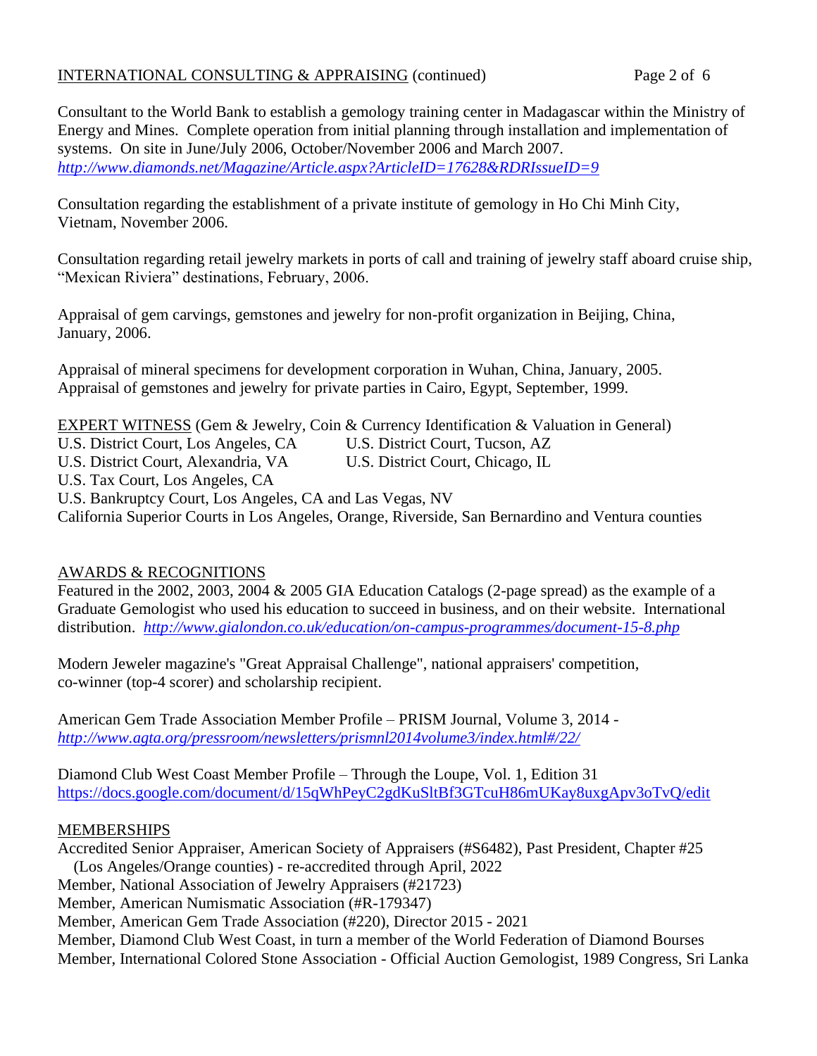## INTERNATIONAL CONSULTING & APPRAISING (continued)

Consultant to the World Bank to establish a gemology training center in Madagascar within the Ministry of Energy and Mines. Complete operation from initial planning through installation and implementation of systems. On site in June/July 2006, October/November 2006 and March 2007.
*http://www.diamonds.net/Magazine/Article.aspx?ArticleID=17628&RDRIssueID=9*

Consultation regarding the establishment of a private institute of gemology in Ho Chi Minh City, Vietnam, November 2006.

Consultation regarding retail jewelry markets in ports of call and training of jewelry staff aboard cruise ship, "Mexican Riviera" destinations, February, 2006.

Appraisal of gem carvings, gemstones and jewelry for non-profit organization in Beijing, China, January, 2006.

Appraisal of mineral specimens for development corporation in Wuhan, China, January, 2005.
Appraisal of gemstones and jewelry for private parties in Cairo, Egypt, September, 1999.

## EXPERT WITNESS (Gem & Jewelry, Coin & Currency Identification & Valuation in General)

U.S. District Court, Los Angeles, CA
U.S. District Court, Tucson, AZ
U.S. District Court, Alexandria, VA
U.S. District Court, Chicago, IL
U.S. Tax Court, Los Angeles, CA
U.S. Bankruptcy Court, Los Angeles, CA and Las Vegas, NV
California Superior Courts in Los Angeles, Orange, Riverside, San Bernardino and Ventura counties

## AWARDS & RECOGNITIONS

Featured in the 2002, 2003, 2004 & 2005 GIA Education Catalogs (2-page spread) as the example of a Graduate Gemologist who used his education to succeed in business, and on their website. International distribution. *http://www.gialondon.co.uk/education/on-campus-programmes/document-15-8.php*

Modern Jeweler magazine's "Great Appraisal Challenge", national appraisers' competition, co-winner (top-4 scorer) and scholarship recipient.

American Gem Trade Association Member Profile – PRISM Journal, Volume 3, 2014 -
*http://www.agta.org/pressroom/newsletters/prismnl2014volume3/index.html#/22/*

Diamond Club West Coast Member Profile – Through the Loupe, Vol. 1, Edition 31
https://docs.google.com/document/d/15qWhPeyC2gdKuSltBf3GTcuH86mUKay8uxgApv3oTvQ/edit

## MEMBERSHIPS

Accredited Senior Appraiser, American Society of Appraisers (#S6482), Past President, Chapter #25 (Los Angeles/Orange counties) - re-accredited through April, 2022
Member, National Association of Jewelry Appraisers (#21723)
Member, American Numismatic Association (#R-179347)
Member, American Gem Trade Association (#220), Director 2015 - 2021
Member, Diamond Club West Coast, in turn a member of the World Federation of Diamond Bourses
Member, International Colored Stone Association - Official Auction Gemologist, 1989 Congress, Sri Lanka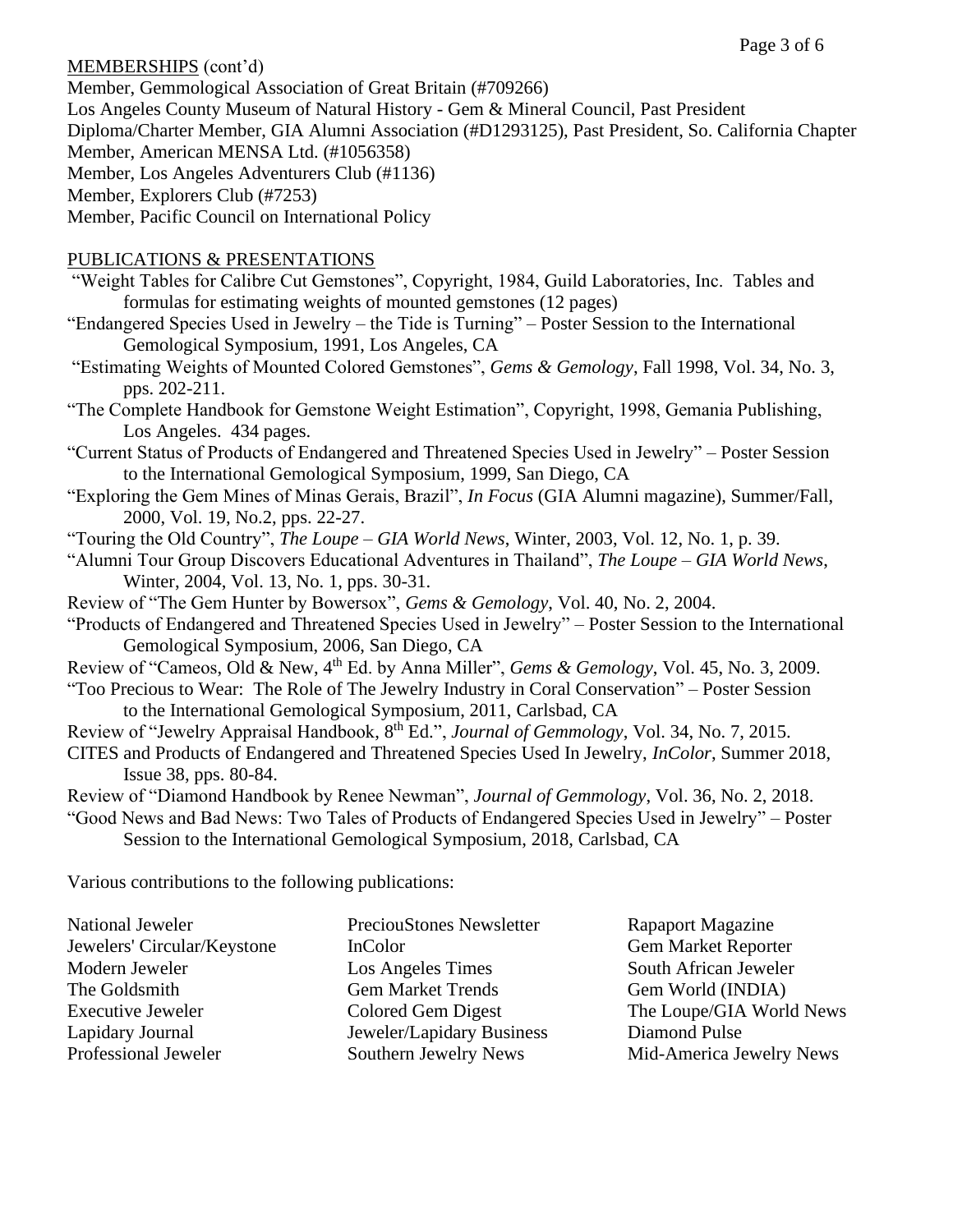MEMBERSHIPS (cont'd)

Member, Gemmological Association of Great Britain (#709266)
Los Angeles County Museum of Natural History - Gem & Mineral Council, Past President
Diploma/Charter Member, GIA Alumni Association (#D1293125), Past President, So. California Chapter
Member, American MENSA Ltd. (#1056358)
Member, Los Angeles Adventurers Club (#1136)
Member, Explorers Club (#7253)
Member, Pacific Council on International Policy

PUBLICATIONS & PRESENTATIONS

"Weight Tables for Calibre Cut Gemstones", Copyright, 1984, Guild Laboratories, Inc. Tables and formulas for estimating weights of mounted gemstones (12 pages)

"Endangered Species Used in Jewelry – the Tide is Turning" – Poster Session to the International Gemological Symposium, 1991, Los Angeles, CA

"Estimating Weights of Mounted Colored Gemstones", *Gems & Gemology*, Fall 1998, Vol. 34, No. 3, pps. 202-211.

"The Complete Handbook for Gemstone Weight Estimation", Copyright, 1998, Gemania Publishing, Los Angeles. 434 pages.

"Current Status of Products of Endangered and Threatened Species Used in Jewelry" – Poster Session to the International Gemological Symposium, 1999, San Diego, CA

"Exploring the Gem Mines of Minas Gerais, Brazil", *In Focus* (GIA Alumni magazine), Summer/Fall, 2000, Vol. 19, No.2, pps. 22-27.

"Touring the Old Country", *The Loupe – GIA World News*, Winter, 2003, Vol. 12, No. 1, p. 39.

"Alumni Tour Group Discovers Educational Adventures in Thailand", *The Loupe – GIA World News*, Winter, 2004, Vol. 13, No. 1, pps. 30-31.

Review of "The Gem Hunter by Bowersox", *Gems & Gemology*, Vol. 40, No. 2, 2004.

"Products of Endangered and Threatened Species Used in Jewelry" – Poster Session to the International Gemological Symposium, 2006, San Diego, CA

Review of "Cameos, Old & New, 4th Ed. by Anna Miller", *Gems & Gemology*, Vol. 45, No. 3, 2009.

"Too Precious to Wear: The Role of The Jewelry Industry in Coral Conservation" – Poster Session to the International Gemological Symposium, 2011, Carlsbad, CA

Review of "Jewelry Appraisal Handbook, 8th Ed.", *Journal of Gemmology*, Vol. 34, No. 7, 2015.

CITES and Products of Endangered and Threatened Species Used In Jewelry, *InColor*, Summer 2018, Issue 38, pps. 80-84.

Review of "Diamond Handbook by Renee Newman", *Journal of Gemmology*, Vol. 36, No. 2, 2018.

"Good News and Bad News: Two Tales of Products of Endangered Species Used in Jewelry" – Poster Session to the International Gemological Symposium, 2018, Carlsbad, CA

Various contributions to the following publications:

- National Jeweler
- Jewelers' Circular/Keystone
- Modern Jeweler
- The Goldsmith
- Executive Jeweler
- Lapidary Journal
- Professional Jeweler
- PreciouStones Newsletter
- InColor
- Los Angeles Times
- Gem Market Trends
- Colored Gem Digest
- Jeweler/Lapidary Business
- Southern Jewelry News
- Rapaport Magazine
- Gem Market Reporter
- South African Jeweler
- Gem World (INDIA)
- The Loupe/GIA World News
- Diamond Pulse
- Mid-America Jewelry News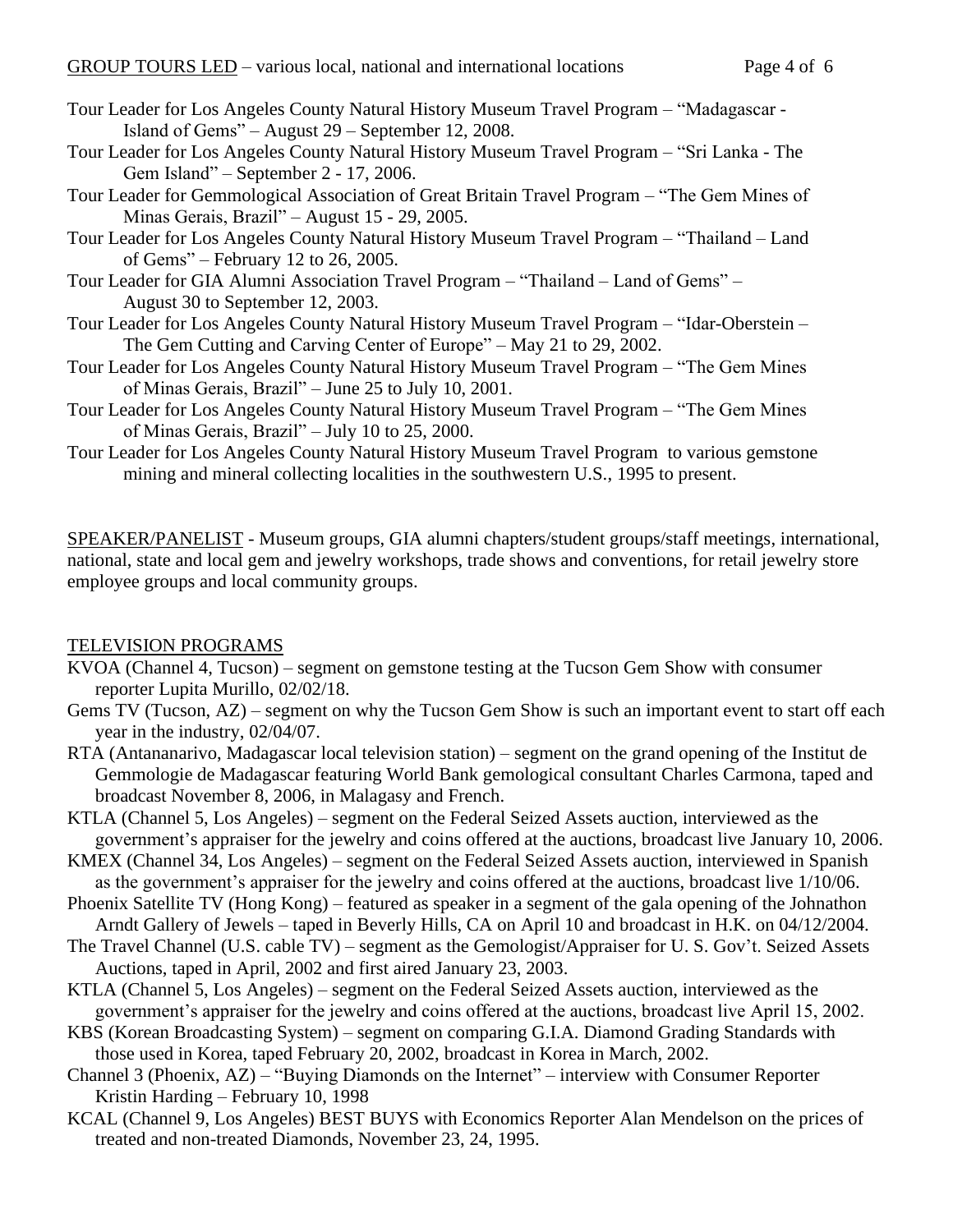GROUP TOURS LED – various local, national and international locations

Tour Leader for Los Angeles County Natural History Museum Travel Program – "Madagascar - Island of Gems" – August 29 – September 12, 2008.

Tour Leader for Los Angeles County Natural History Museum Travel Program – "Sri Lanka - The Gem Island" – September 2 - 17, 2006.

Tour Leader for Gemmological Association of Great Britain Travel Program – "The Gem Mines of Minas Gerais, Brazil" – August 15 - 29, 2005.

Tour Leader for Los Angeles County Natural History Museum Travel Program – "Thailand – Land of Gems" – February 12 to 26, 2005.

Tour Leader for GIA Alumni Association Travel Program – "Thailand – Land of Gems" – August 30 to September 12, 2003.

Tour Leader for Los Angeles County Natural History Museum Travel Program – "Idar-Oberstein – The Gem Cutting and Carving Center of Europe" – May 21 to 29, 2002.

Tour Leader for Los Angeles County Natural History Museum Travel Program – "The Gem Mines of Minas Gerais, Brazil" – June 25 to July 10, 2001.

Tour Leader for Los Angeles County Natural History Museum Travel Program – "The Gem Mines of Minas Gerais, Brazil" – July 10 to 25, 2000.

Tour Leader for Los Angeles County Natural History Museum Travel Program to various gemstone mining and mineral collecting localities in the southwestern U.S., 1995 to present.

SPEAKER/PANELIST - Museum groups, GIA alumni chapters/student groups/staff meetings, international, national, state and local gem and jewelry workshops, trade shows and conventions, for retail jewelry store employee groups and local community groups.

TELEVISION PROGRAMS

KVOA (Channel 4, Tucson) – segment on gemstone testing at the Tucson Gem Show with consumer reporter Lupita Murillo, 02/02/18.

Gems TV (Tucson, AZ) – segment on why the Tucson Gem Show is such an important event to start off each year in the industry, 02/04/07.

RTA (Antananarivo, Madagascar local television station) – segment on the grand opening of the Institut de Gemmologie de Madagascar featuring World Bank gemological consultant Charles Carmona, taped and broadcast November 8, 2006, in Malagasy and French.

KTLA (Channel 5, Los Angeles) – segment on the Federal Seized Assets auction, interviewed as the government's appraiser for the jewelry and coins offered at the auctions, broadcast live January 10, 2006.

KMEX (Channel 34, Los Angeles) – segment on the Federal Seized Assets auction, interviewed in Spanish as the government's appraiser for the jewelry and coins offered at the auctions, broadcast live 1/10/06.

Phoenix Satellite TV (Hong Kong) – featured as speaker in a segment of the gala opening of the Johnathon Arndt Gallery of Jewels – taped in Beverly Hills, CA on April 10 and broadcast in H.K. on 04/12/2004.

The Travel Channel (U.S. cable TV) – segment as the Gemologist/Appraiser for U. S. Gov't. Seized Assets Auctions, taped in April, 2002 and first aired January 23, 2003.

KTLA (Channel 5, Los Angeles) – segment on the Federal Seized Assets auction, interviewed as the government's appraiser for the jewelry and coins offered at the auctions, broadcast live April 15, 2002.

KBS (Korean Broadcasting System) – segment on comparing G.I.A. Diamond Grading Standards with those used in Korea, taped February 20, 2002, broadcast in Korea in March, 2002.

Channel 3 (Phoenix, AZ) – "Buying Diamonds on the Internet" – interview with Consumer Reporter Kristin Harding – February 10, 1998

KCAL (Channel 9, Los Angeles) BEST BUYS with Economics Reporter Alan Mendelson on the prices of treated and non-treated Diamonds, November 23, 24, 1995.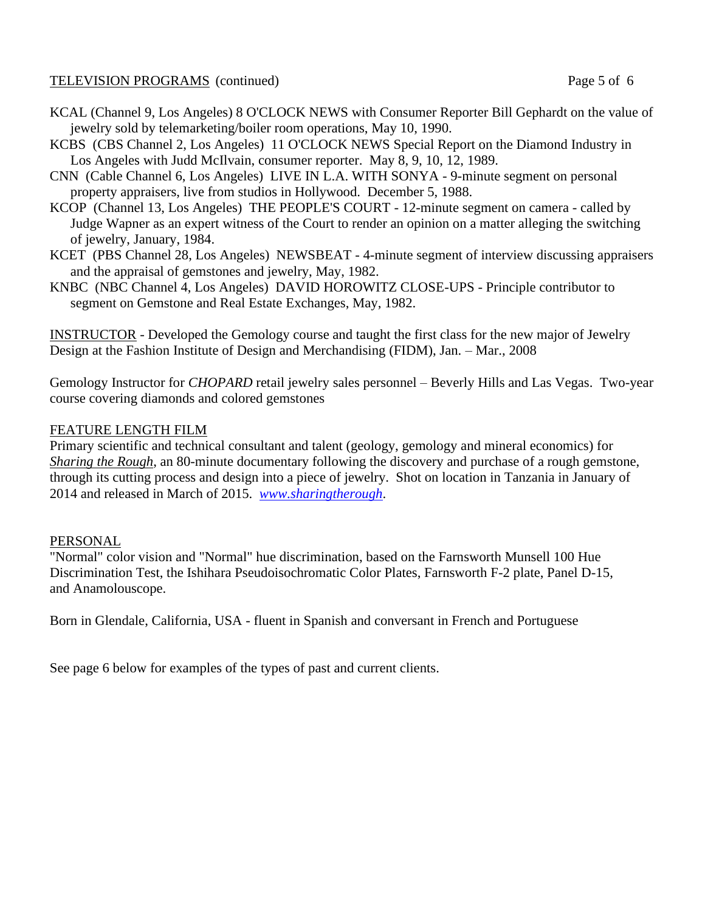## TELEVISION PROGRAMS (continued)

KCAL (Channel 9, Los Angeles) 8 O'CLOCK NEWS with Consumer Reporter Bill Gephardt on the value of jewelry sold by telemarketing/boiler room operations, May 10, 1990.

KCBS (CBS Channel 2, Los Angeles) 11 O'CLOCK NEWS Special Report on the Diamond Industry in Los Angeles with Judd McIlvain, consumer reporter. May 8, 9, 10, 12, 1989.

CNN (Cable Channel 6, Los Angeles) LIVE IN L.A. WITH SONYA - 9-minute segment on personal property appraisers, live from studios in Hollywood. December 5, 1988.

KCOP (Channel 13, Los Angeles) THE PEOPLE'S COURT - 12-minute segment on camera - called by Judge Wapner as an expert witness of the Court to render an opinion on a matter alleging the switching of jewelry, January, 1984.

KCET (PBS Channel 28, Los Angeles) NEWSBEAT - 4-minute segment of interview discussing appraisers and the appraisal of gemstones and jewelry, May, 1982.

KNBC (NBC Channel 4, Los Angeles) DAVID HOROWITZ CLOSE-UPS - Principle contributor to segment on Gemstone and Real Estate Exchanges, May, 1982.

INSTRUCTOR - Developed the Gemology course and taught the first class for the new major of Jewelry Design at the Fashion Institute of Design and Merchandising (FIDM), Jan. – Mar., 2008

Gemology Instructor for *CHOPARD* retail jewelry sales personnel – Beverly Hills and Las Vegas. Two-year course covering diamonds and colored gemstones

## FEATURE LENGTH FILM

Primary scientific and technical consultant and talent (geology, gemology and mineral economics) for ***Sharing the Rough***, an 80-minute documentary following the discovery and purchase of a rough gemstone, through its cutting process and design into a piece of jewelry. Shot on location in Tanzania in January of 2014 and released in March of 2015. *www.sharingtherough*.

## PERSONAL

"Normal" color vision and "Normal" hue discrimination, based on the Farnsworth Munsell 100 Hue Discrimination Test, the Ishihara Pseudoisochromatic Color Plates, Farnsworth F-2 plate, Panel D-15, and Anamolouscope.

Born in Glendale, California, USA - fluent in Spanish and conversant in French and Portuguese

See page 6 below for examples of the types of past and current clients.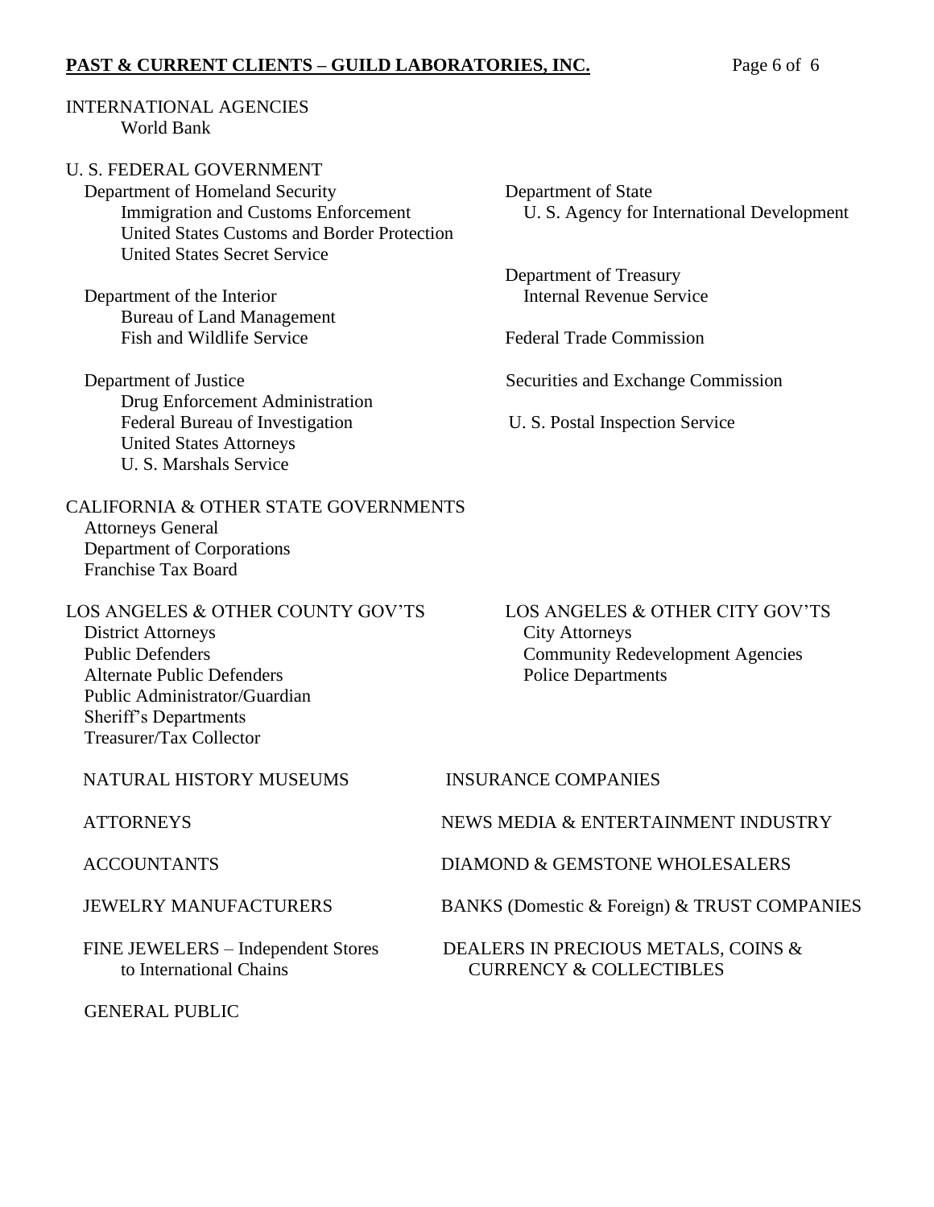**PAST & CURRENT CLIENTS – GUILD LABORATORIES, INC.**

INTERNATIONAL AGENCIES
- World Bank

U. S. FEDERAL GOVERNMENT

Department of Homeland Security
- Immigration and Customs Enforcement
- United States Customs and Border Protection
- United States Secret Service

Department of the Interior
- Bureau of Land Management
- Fish and Wildlife Service

Department of Justice
- Drug Enforcement Administration
- Federal Bureau of Investigation
- United States Attorneys
- U. S. Marshals Service

Department of State
- U. S. Agency for International Development

Department of Treasury
- Internal Revenue Service

Federal Trade Commission

Securities and Exchange Commission

U. S. Postal Inspection Service

CALIFORNIA & OTHER STATE GOVERNMENTS
- Attorneys General
- Department of Corporations
- Franchise Tax Board

LOS ANGELES & OTHER COUNTY GOV'TS
- District Attorneys
- Public Defenders
- Alternate Public Defenders
- Public Administrator/Guardian
- Sheriff's Departments
- Treasurer/Tax Collector

LOS ANGELES & OTHER CITY GOV'TS
- City Attorneys
- Community Redevelopment Agencies
- Police Departments

NATURAL HISTORY MUSEUMS

INSURANCE COMPANIES

ATTORNEYS

NEWS MEDIA & ENTERTAINMENT INDUSTRY

ACCOUNTANTS

DIAMOND & GEMSTONE WHOLESALERS

JEWELRY MANUFACTURERS

BANKS (Domestic & Foreign) & TRUST COMPANIES

FINE JEWELERS – Independent Stores to International Chains

DEALERS IN PRECIOUS METALS, COINS & CURRENCY & COLLECTIBLES

GENERAL PUBLIC